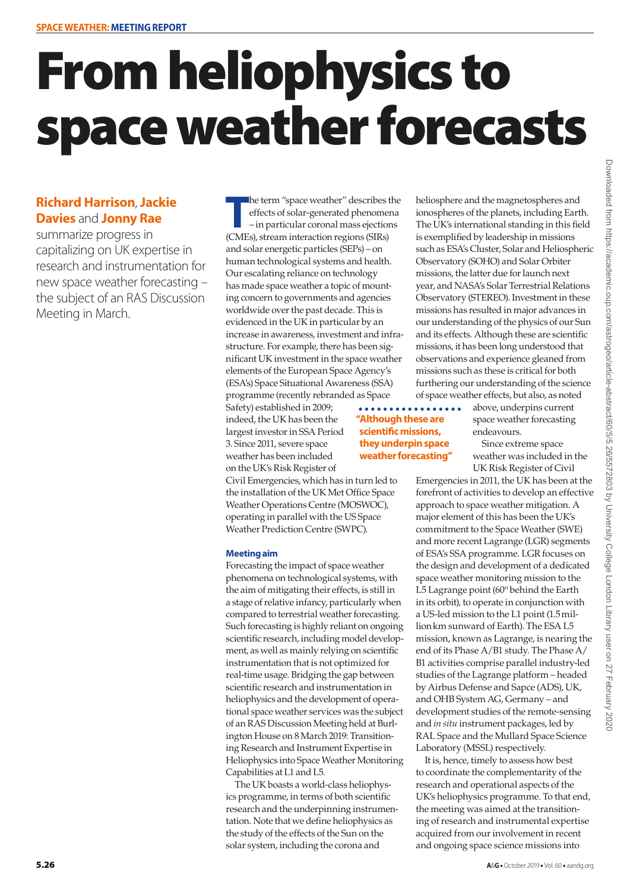SPACE WEATHER: MEETING REPORT

# From heliophysics to space weather forecasts

**Richard Harrison, Jackie Davies and Jonny Rae** summarize progress in capitalizing on UK expertise in research and instrumentation for new space weather forecasting – the subject of an RAS Discussion Meeting in March.

The term "space weather" describes the effects of solar-generated phenomena – in particular coronal mass ejections (CMEs), stream interaction regions (SIRs) and solar energetic particles (SEPs) – on human technological systems and health. Our escalating reliance on technology has made space weather a topic of mounting concern to governments and agencies worldwide over the past decade. This is evidenced in the UK in particular by an increase in awareness, investment and infrastructure. For example, there has been significant UK investment in the space weather elements of the European Space Agency's (ESA's) Space Situational Awareness (SSA) programme (recently rebranded as Space Safety) established in 2009; indeed, the UK has been the largest investor in SSA Period 3. Since 2011, severe space weather has been included on the UK's Risk Register of Civil Emergencies, which has in turn led to the installation of the UK Met Office Space Weather Operations Centre (MOSWOC), operating in parallel with the US Space Weather Prediction Centre (SWPC).

### Meeting aim

Forecasting the impact of space weather phenomena on technological systems, with the aim of mitigating their effects, is still in a stage of relative infancy, particularly when compared to terrestrial weather forecasting. Such forecasting is highly reliant on ongoing scientific research, including model development, as well as mainly relying on scientific instrumentation that is not optimized for real-time usage. Bridging the gap between scientific research and instrumentation in heliophysics and the development of operational space weather services was the subject of an RAS Discussion Meeting held at Burlington House on 8 March 2019: Transitioning Research and Instrument Expertise in Heliophysics into Space Weather Monitoring Capabilities at L1 and L5.

The UK boasts a world-class heliophysics programme, in terms of both scientific research and the underpinning instrumentation. Note that we define heliophysics as the study of the effects of the Sun on the solar system, including the corona and heliosphere and the magnetospheres and ionospheres of the planets, including Earth. The UK's international standing in this field is exemplified by leadership in missions such as ESA's Cluster, Solar and Heliospheric Observatory (SOHO) and Solar Orbiter missions, the latter due for launch next year, and NASA's Solar Terrestrial Relations Observatory (STEREO). Investment in these missions has resulted in major advances in our understanding of the physics of our Sun and its effects. Although these are scientific missions, it has been long understood that observations and experience gleaned from missions such as these is critical for both furthering our understanding of the science of space weather effects, but also, as noted above, underpins current space weather forecasting endeavours.

> "Although these are scientific missions, they underpin space weather forecasting"

Since extreme space weather was included in the UK Risk Register of Civil Emergencies in 2011, the UK has been at the forefront of activities to develop an effective approach to space weather mitigation. A major element of this has been the UK's commitment to the Space Weather (SWE) and more recent Lagrange (LGR) segments of ESA's SSA programme. LGR focuses on the design and development of a dedicated space weather monitoring mission to the L5 Lagrange point (60° behind the Earth in its orbit), to operate in conjunction with a US-led mission to the L1 point (1.5 million km sunward of Earth). The ESA L5 mission, known as Lagrange, is nearing the end of its Phase A/B1 study. The Phase A/B1 activities comprise parallel industry-led studies of the Lagrange platform – headed by Airbus Defense and Sapce (ADS), UK, and OHB System AG, Germany – and development studies of the remote-sensing and *in situ* instrument packages, led by RAL Space and the Mullard Space Science Laboratory (MSSL) respectively.

It is, hence, timely to assess how best to coordinate the complementarity of the research and operational aspects of the UK's heliophysics programme. To that end, the meeting was aimed at the transitioning of research and instrumental expertise acquired from our involvement in recent and ongoing space science missions into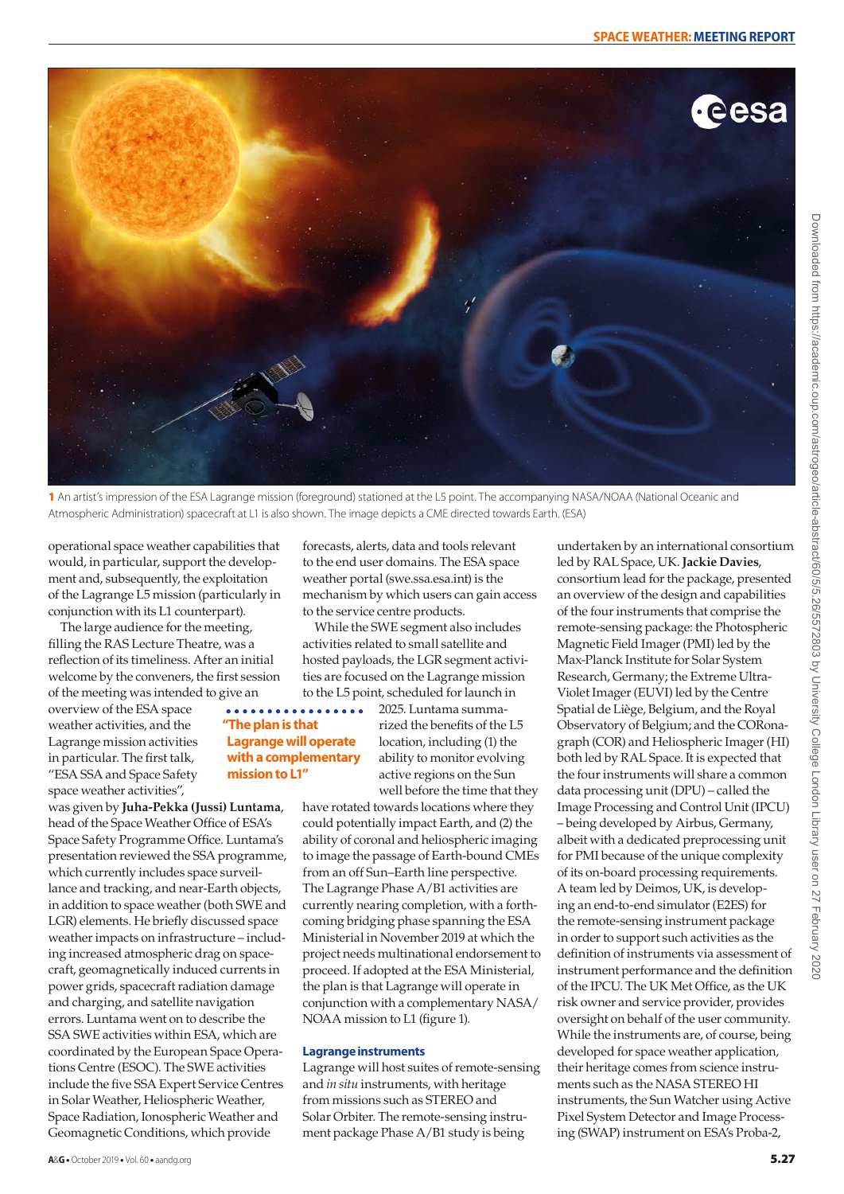1 An artist's impression of the ESA Lagrange mission (foreground) stationed at the L5 point. The accompanying NASA/NOAA (National Oceanic and Atmospheric Administration) spacecraft at L1 is also shown. The image depicts a CME directed towards Earth. (ESA)

operational space weather capabilities that would, in particular, support the development and, subsequently, the exploitation of the Lagrange L5 mission (particularly in conjunction with its L1 counterpart).

The large audience for the meeting, filling the RAS Lecture Theatre, was a reflection of its timeliness. After an initial welcome by the conveners, the first session of the meeting was intended to give an overview of the ESA space weather activities, and the Lagrange mission activities in particular. The first talk, "ESA SSA and Space Safety space weather activities", was given by **Juha-Pekka (Jussi) Luntama**, head of the Space Weather Office of ESA's Space Safety Programme Office. Luntama's presentation reviewed the SSA programme, which currently includes space surveillance and tracking, and near-Earth objects, in addition to space weather (both SWE and LGR) elements. He briefly discussed space weather impacts on infrastructure – including increased atmospheric drag on spacecraft, geomagnetically induced currents in power grids, spacecraft radiation damage and charging, and satellite navigation errors. Luntama went on to describe the SSA SWE activities within ESA, which are coordinated by the European Space Operations Centre (ESOC). The SWE activities include the five SSA Expert Service Centres in Solar Weather, Heliospheric Weather, Space Radiation, Ionospheric Weather and Geomagnetic Conditions, which provide forecasts, alerts, data and tools relevant to the end user domains. The ESA space weather portal (swe.ssa.esa.int) is the mechanism by which users can gain access to the service centre products.

While the SWE segment also includes activities related to small satellite and hosted payloads, the LGR segment activities are focused on the Lagrange mission to the L5 point, scheduled for launch in 2025. Luntama summarized the benefits of the L5 location, including (1) the ability to monitor evolving active regions on the Sun well before the time that they have rotated towards locations where they could potentially impact Earth, and (2) the ability of coronal and heliospheric imaging to image the passage of Earth-bound CMEs from an off Sun–Earth line perspective. The Lagrange Phase A/B1 activities are currently nearing completion, with a forthcoming bridging phase spanning the ESA Ministerial in November 2019 at which the project needs multinational endorsement to proceed. If adopted at the ESA Ministerial, the plan is that Lagrange will operate in conjunction with a complementary NASA/NOAA mission to L1 (figure 1).

**"The plan is that Lagrange will operate with a complementary mission to L1"**

## Lagrange instruments

Lagrange will host suites of remote-sensing and *in situ* instruments, with heritage from missions such as STEREO and Solar Orbiter. The remote-sensing instrument package Phase A/B1 study is being undertaken by an international consortium led by RAL Space, UK. **Jackie Davies**, consortium lead for the package, presented an overview of the design and capabilities of the four instruments that comprise the remote-sensing package: the Photospheric Magnetic Field Imager (PMI) led by the Max-Planck Institute for Solar System Research, Germany; the Extreme Ultra-Violet Imager (EUVI) led by the Centre Spatial de Liège, Belgium, and the Royal Observatory of Belgium; and the CORonagraph (COR) and Heliospheric Imager (HI) both led by RAL Space. It is expected that the four instruments will share a common data processing unit (DPU) – called the Image Processing and Control Unit (IPCU) – being developed by Airbus, Germany, albeit with a dedicated preprocessing unit for PMI because of the unique complexity of its on-board processing requirements. A team led by Deimos, UK, is developing an end-to-end simulator (E2ES) for the remote-sensing instrument package in order to support such activities as the definition of instruments via assessment of instrument performance and the definition of the IPCU. The UK Met Office, as the UK risk owner and service provider, provides oversight on behalf of the user community. While the instruments are, of course, being developed for space weather application, their heritage comes from science instruments such as the NASA STEREO HI instruments, the Sun Watcher using Active Pixel System Detector and Image Processing (SWAP) instrument on ESA's Proba-2,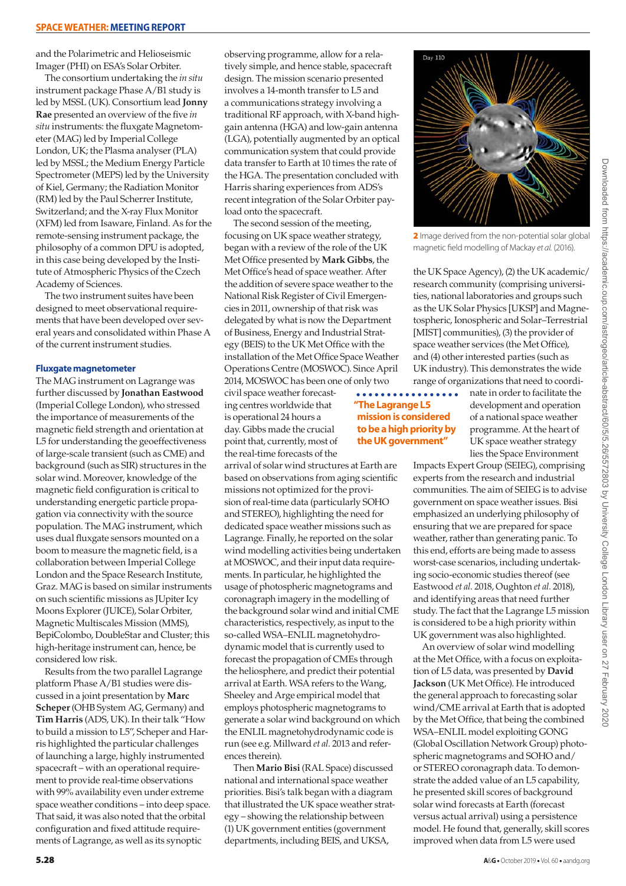and the Polarimetric and Helioseismic Imager (PHI) on ESA's Solar Orbiter.

The consortium undertaking the *in situ* instrument package Phase A/B1 study is led by MSSL (UK). Consortium lead **Jonny Rae** presented an overview of the five *in situ* instruments: the fluxgate Magnetometer (MAG) led by Imperial College London, UK; the Plasma analyser (PLA) led by MSSL; the Medium Energy Particle Spectrometer (MEPS) led by the University of Kiel, Germany; the Radiation Monitor (RM) led by the Paul Scherrer Institute, Switzerland; and the X-ray Flux Monitor (XFM) led from Isaware, Finland. As for the remote-sensing instrument package, the philosophy of a common DPU is adopted, in this case being developed by the Institute of Atmospheric Physics of the Czech Academy of Sciences.

The two instrument suites have been designed to meet observational requirements that have been developed over several years and consolidated within Phase A of the current instrument studies.

### Fluxgate magnetometer

The MAG instrument on Lagrange was further discussed by **Jonathan Eastwood** (Imperial College London), who stressed the importance of measurements of the magnetic field strength and orientation at L5 for understanding the geoeffectiveness of large-scale transient (such as CME) and background (such as SIR) structures in the solar wind. Moreover, knowledge of the magnetic field configuration is critical to understanding energetic particle propagation via connectivity with the source population. The MAG instrument, which uses dual fluxgate sensors mounted on a boom to measure the magnetic field, is a collaboration between Imperial College London and the Space Research Institute, Graz. MAG is based on similar instruments on such scientific missions as JUpiter Icy Moons Explorer (JUICE), Solar Orbiter, Magnetic Multiscales Mission (MMS), BepiColombo, DoubleStar and Cluster; this high-heritage instrument can, hence, be considered low risk.

Results from the two parallel Lagrange platform Phase A/B1 studies were discussed in a joint presentation by **Marc Scheper** (OHB System AG, Germany) and **Tim Harris** (ADS, UK). In their talk "How to build a mission to L5", Scheper and Harris highlighted the particular challenges of launching a large, highly instrumented spacecraft – with an operational requirement to provide real-time observations with 99% availability even under extreme space weather conditions – into deep space. That said, it was also noted that the orbital configuration and fixed attitude requirements of Lagrange, as well as its synoptic observing programme, allow for a relatively simple, and hence stable, spacecraft design. The mission scenario presented involves a 14-month transfer to L5 and a communications strategy involving a traditional RF approach, with X-band high-gain antenna (HGA) and low-gain antenna (LGA), potentially augmented by an optical communication system that could provide data transfer to Earth at 10 times the rate of the HGA. The presentation concluded with Harris sharing experiences from ADS's recent integration of the Solar Orbiter payload onto the spacecraft.

The second session of the meeting, focusing on UK space weather strategy, began with a review of the role of the UK Met Office presented by **Mark Gibbs**, the Met Office's head of space weather. After the addition of severe space weather to the National Risk Register of Civil Emergencies in 2011, ownership of that risk was delegated by what is now the Department of Business, Energy and Industrial Strategy (BEIS) to the UK Met Office with the installation of the Met Office Space Weather Operations Centre (MOSWOC). Since April 2014, MOSWOC has been one of only two civil space weather forecasting centres worldwide that is operational 24 hours a day. Gibbs made the crucial point that, currently, most of the real-time forecasts of the arrival of solar wind structures at Earth are based on observations from aging scientific missions not optimized for the provision of real-time data (particularly SOHO and STEREO), highlighting the need for dedicated space weather missions such as Lagrange. Finally, he reported on the solar wind modelling activities being undertaken at MOSWOC, and their input data requirements. In particular, he highlighted the usage of photospheric magnetograms and coronagraph imagery in the modelling of the background solar wind and initial CME characteristics, respectively, as input to the so-called WSA–ENLIL magnetohydrodynamic model that is currently used to forecast the propagation of CMEs through the heliosphere, and predict their potential arrival at Earth. WSA refers to the Wang, Sheeley and Arge empirical model that employs photospheric magnetograms to generate a solar wind background on which the ENLIL magnetohydrodynamic code is run (see e.g. Millward *et al.* 2013 and references therein).

Then **Mario Bisi** (RAL Space) discussed national and international space weather priorities. Bisi's talk began with a diagram that illustrated the UK space weather strategy – showing the relationship between (1) UK government entities (government departments, including BEIS, and UKSA, the UK Space Agency), (2) the UK academic/research community (comprising universities, national laboratories and groups such as the UK Solar Physics [UKSP] and Magnetospheric, Ionospheric and Solar–Terrestrial [MIST] communities), (3) the provider of space weather services (the Met Office), and (4) other interested parties (such as UK industry). This demonstrates the wide range of organizations that need to coordinate in order to facilitate the development and operation of a national space weather programme. At the heart of UK space weather strategy lies the Space Environment Impacts Expert Group (SEIEG), comprising experts from the research and industrial communities. The aim of SEIEG is to advise government on space weather issues. Bisi emphasized an underlying philosophy of ensuring that we are prepared for space weather, rather than generating panic. To this end, efforts are being made to assess worst-case scenarios, including undertaking socio-economic studies thereof (see Eastwood *et al.* 2018, Oughton *et al.* 2018), and identifying areas that need further study. The fact that the Lagrange L5 mission is considered to be a high priority within UK government was also highlighted.

> "The Lagrange L5 mission is considered to be a high priority by the UK government"

**2** Image derived from the non-potential solar global magnetic field modelling of Mackay *et al.* (2016).

An overview of solar wind modelling at the Met Office, with a focus on exploitation of L5 data, was presented by **David Jackson** (UK Met Office). He introduced the general approach to forecasting solar wind/CME arrival at Earth that is adopted by the Met Office, that being the combined WSA–ENLIL model exploiting GONG (Global Oscillation Network Group) photospheric magnetograms and SOHO and/or STEREO coronagraph data. To demonstrate the added value of an L5 capability, he presented skill scores of background solar wind forecasts at Earth (forecast versus actual arrival) using a persistence model. He found that, generally, skill scores improved when data from L5 were used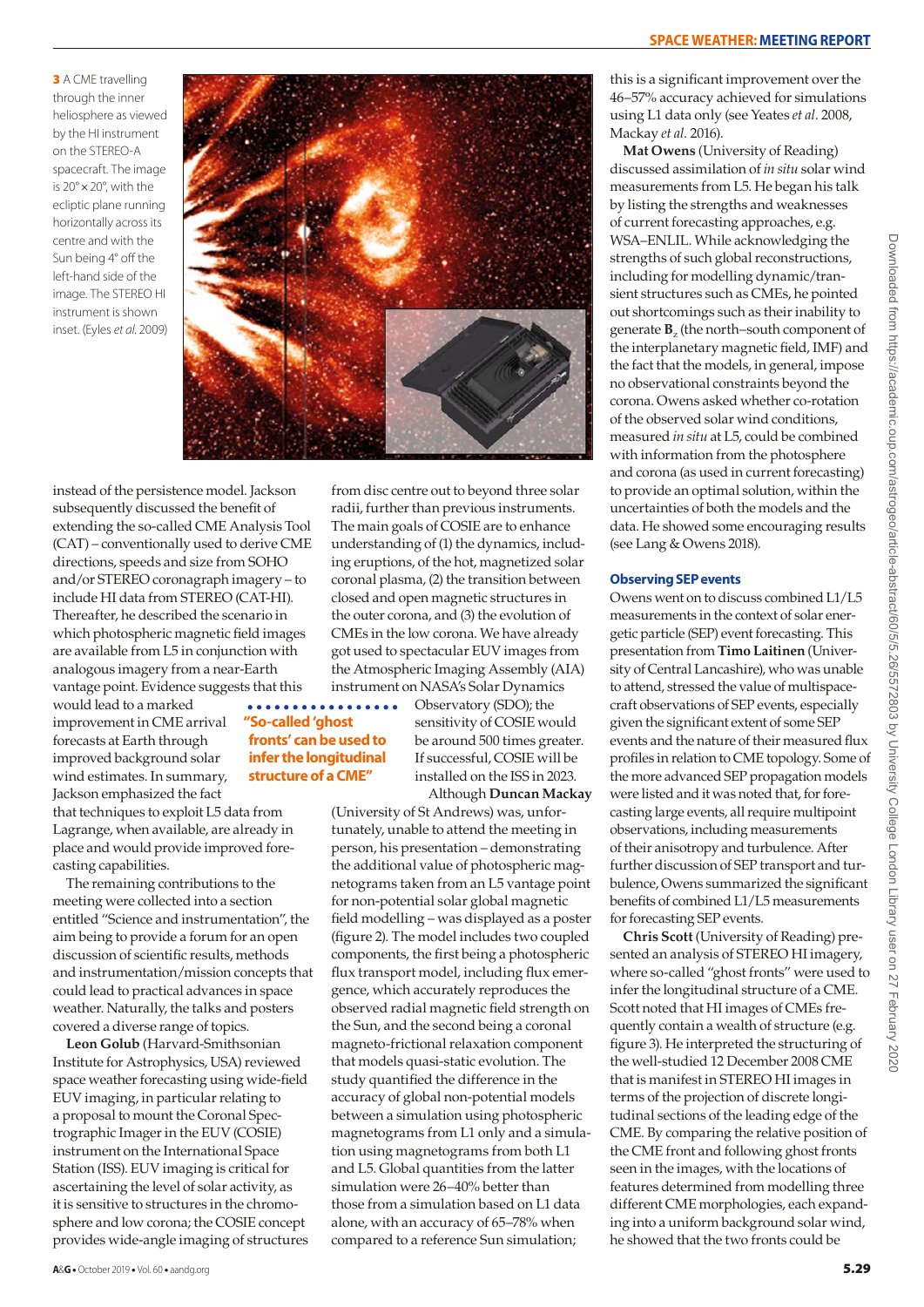3 A CME travelling through the inner heliosphere as viewed by the HI instrument on the STEREO-A spacecraft. The image is 20° × 20°, with the ecliptic plane running horizontally across its centre and with the Sun being 4° off the left-hand side of the image. The STEREO HI instrument is shown inset. (Eyles *et al.* 2009)

instead of the persistence model. Jackson subsequently discussed the benefit of extending the so-called CME Analysis Tool (CAT) – conventionally used to derive CME directions, speeds and size from SOHO and/or STEREO coronagraph imagery – to include HI data from STEREO (CAT-HI). Thereafter, he described the scenario in which photospheric magnetic field images are available from L5 in conjunction with analogous imagery from a near-Earth vantage point. Evidence suggests that this would lead to a marked improvement in CME arrival forecasts at Earth through improved background solar wind estimates. In summary, Jackson emphasized the fact that techniques to exploit L5 data from Lagrange, when available, are already in place and would provide improved forecasting capabilities.

The remaining contributions to the meeting were collected into a section entitled "Science and instrumentation", the aim being to provide a forum for an open discussion of scientific results, methods and instrumentation/mission concepts that could lead to practical advances in space weather. Naturally, the talks and posters covered a diverse range of topics.

**Leon Golub** (Harvard-Smithsonian Institute for Astrophysics, USA) reviewed space weather forecasting using wide-field EUV imaging, in particular relating to a proposal to mount the Coronal Spectrographic Imager in the EUV (COSIE) instrument on the International Space Station (ISS). EUV imaging is critical for ascertaining the level of solar activity, as it is sensitive to structures in the chromosphere and low corona; the COSIE concept provides wide-angle imaging of structures from disc centre out to beyond three solar radii, further than previous instruments. The main goals of COSIE are to enhance understanding of (1) the dynamics, including eruptions, of the hot, magnetized solar coronal plasma, (2) the transition between closed and open magnetic structures in the outer corona, and (3) the evolution of CMEs in the low corona. We have already got used to spectacular EUV images from the Atmospheric Imaging Assembly (AIA) instrument on NASA's Solar Dynamics Observatory (SDO); the sensitivity of COSIE would be around 500 times greater. If successful, COSIE will be installed on the ISS in 2023.

**"So-called 'ghost fronts' can be used to infer the longitudinal structure of a CME"**

Although **Duncan Mackay** (University of St Andrews) was, unfortunately, unable to attend the meeting in person, his presentation – demonstrating the additional value of photospheric magnetograms taken from an L5 vantage point for non-potential solar global magnetic field modelling – was displayed as a poster (figure 2). The model includes two coupled components, the first being a photospheric flux transport model, including flux emergence, which accurately reproduces the observed radial magnetic field strength on the Sun, and the second being a coronal magneto-frictional relaxation component that models quasi-static evolution. The study quantified the difference in the accuracy of global non-potential models between a simulation using photospheric magnetograms from L1 only and a simulation using magnetograms from both L1 and L5. Global quantities from the latter simulation were 26–40% better than those from a simulation based on L1 data alone, with an accuracy of 65–78% when compared to a reference Sun simulation; this is a significant improvement over the 46–57% accuracy achieved for simulations using L1 data only (see Yeates *et al.* 2008, Mackay *et al.* 2016).

**Mat Owens** (University of Reading) discussed assimilation of *in situ* solar wind measurements from L5. He began his talk by listing the strengths and weaknesses of current forecasting approaches, e.g. WSA–ENLIL. While acknowledging the strengths of such global reconstructions, including for modelling dynamic/transient structures such as CMEs, he pointed out shortcomings such as their inability to generate $\mathbf{B}_z$ (the north–south component of the interplanetary magnetic field, IMF) and the fact that the models, in general, impose no observational constraints beyond the corona. Owens asked whether co-rotation of the observed solar wind conditions, measured *in situ* at L5, could be combined with information from the photosphere and corona (as used in current forecasting) to provide an optimal solution, within the uncertainties of both the models and the data. He showed some encouraging results (see Lang & Owens 2018).

### Observing SEP events

Owens went on to discuss combined L1/L5 measurements in the context of solar energetic particle (SEP) event forecasting. This presentation from **Timo Laitinen** (University of Central Lancashire), who was unable to attend, stressed the value of multispacecraft observations of SEP events, especially given the significant extent of some SEP events and the nature of their measured flux profiles in relation to CME topology. Some of the more advanced SEP propagation models were listed and it was noted that, for forecasting large events, all require multipoint observations, including measurements of their anisotropy and turbulence. After further discussion of SEP transport and turbulence, Owens summarized the significant benefits of combined L1/L5 measurements for forecasting SEP events.

**Chris Scott** (University of Reading) presented an analysis of STEREO HI imagery, where so-called "ghost fronts" were used to infer the longitudinal structure of a CME. Scott noted that HI images of CMEs frequently contain a wealth of structure (e.g. figure 3). He interpreted the structuring of the well-studied 12 December 2008 CME that is manifest in STEREO HI images in terms of the projection of discrete longitudinal sections of the leading edge of the CME. By comparing the relative position of the CME front and following ghost fronts seen in the images, with the locations of features determined from modelling three different CME morphologies, each expanding into a uniform background solar wind, he showed that the two fronts could be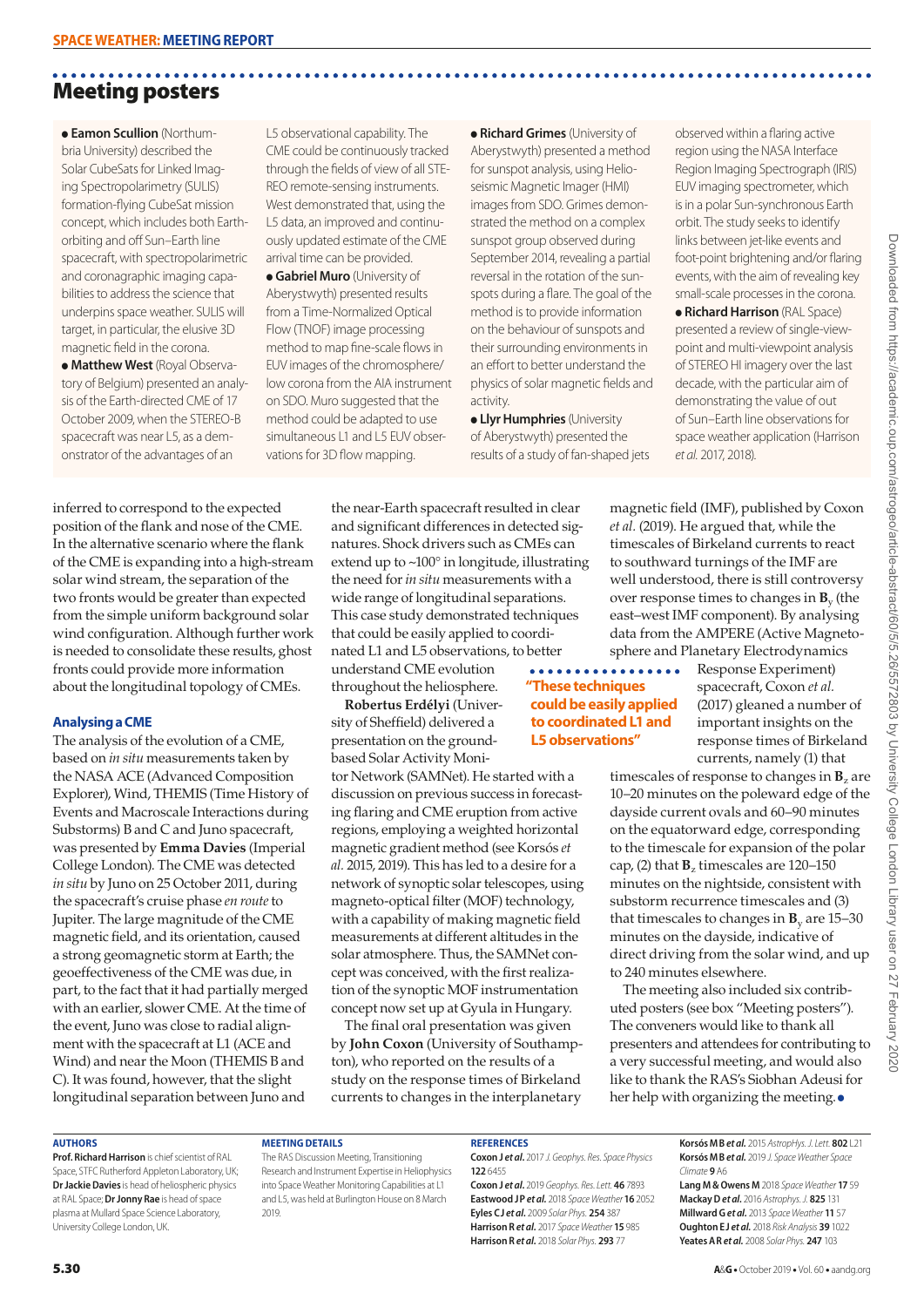## Meeting posters

- **Eamon Scullion** (Northumbria University) described the Solar CubeSats for Linked Imaging Spectropolarimetry (SULIS) formation-flying CubeSat mission concept, which includes both Earth-orbiting and off Sun–Earth line spacecraft, with spectropolarimetric and coronagraphic imaging capabilities to address the science that underpins space weather. SULIS will target, in particular, the elusive 3D magnetic field in the corona.
- **Matthew West** (Royal Observatory of Belgium) presented an analysis of the Earth-directed CME of 17 October 2009, when the STEREO-B spacecraft was near L5, as a demonstrator of the advantages of an L5 observational capability. The CME could be continuously tracked through the fields of view of all STEREO remote-sensing instruments. West demonstrated that, using the L5 data, an improved and continuously updated estimate of the CME arrival time can be provided.
- **Gabriel Muro** (University of Aberystwyth) presented results from a Time-Normalized Optical Flow (TNOF) image processing method to map fine-scale flows in EUV images of the chromosphere/low corona from the AIA instrument on SDO. Muro suggested that the method could be adapted to use simultaneous L1 and L5 EUV observations for 3D flow mapping.
- **Richard Grimes** (University of Aberystwyth) presented a method for sunspot analysis, using Helioseismic Magnetic Imager (HMI) images from SDO. Grimes demonstrated the method on a complex sunspot group observed during September 2014, revealing a partial reversal in the rotation of the sunspots during a flare. The goal of the method is to provide information on the behaviour of sunspots and their surrounding environments in an effort to better understand the physics of solar magnetic fields and activity.
- **Llyr Humphries** (University of Aberystwyth) presented the results of a study of fan-shaped jets observed within a flaring active region using the NASA Interface Region Imaging Spectrograph (IRIS) EUV imaging spectrometer, which is in a polar Sun-synchronous Earth orbit. The study seeks to identify links between jet-like events and foot-point brightening and/or flaring events, with the aim of revealing key small-scale processes in the corona.
- **Richard Harrison** (RAL Space) presented a review of single-viewpoint and multi-viewpoint analysis of STEREO HI imagery over the last decade, with the particular aim of demonstrating the value of out of Sun–Earth line observations for space weather application (Harrison *et al.* 2017, 2018).

inferred to correspond to the expected position of the flank and nose of the CME. In the alternative scenario where the flank of the CME is expanding into a high-stream solar wind stream, the separation of the two fronts would be greater than expected from the simple uniform background solar wind configuration. Although further work is needed to consolidate these results, ghost fronts could provide more information about the longitudinal topology of CMEs.

### Analysing a CME

The analysis of the evolution of a CME, based on *in situ* measurements taken by the NASA ACE (Advanced Composition Explorer), Wind, THEMIS (Time History of Events and Macroscale Interactions during Substorms) B and C and Juno spacecraft, was presented by **Emma Davies** (Imperial College London). The CME was detected *in situ* by Juno on 25 October 2011, during the spacecraft's cruise phase *en route* to Jupiter. The large magnitude of the CME magnetic field, and its orientation, caused a strong geomagnetic storm at Earth; the geoeffectiveness of the CME was due, in part, to the fact that it had partially merged with an earlier, slower CME. At the time of the event, Juno was close to radial alignment with the spacecraft at L1 (ACE and Wind) and near the Moon (THEMIS B and C). It was found, however, that the slight longitudinal separation between Juno and the near-Earth spacecraft resulted in clear and significant differences in detected signatures. Shock drivers such as CMEs can extend up to ~100° in longitude, illustrating the need for *in situ* measurements with a wide range of longitudinal separations. This case study demonstrated techniques that could be easily applied to coordinated L1 and L5 observations, to better understand CME evolution throughout the heliosphere.

> **"These techniques could be easily applied to coordinated L1 and L5 observations"**

**Robertus Erdélyi** (University of Sheffield) delivered a presentation on the ground-based Solar Activity Monitor Network (SAMNet). He started with a discussion on previous success in forecasting flaring and CME eruption from active regions, employing a weighted horizontal magnetic gradient method (see Korsós *et al.* 2015, 2019). This has led to a desire for a network of synoptic solar telescopes, using magneto-optical filter (MOF) technology, with a capability of making magnetic field measurements at different altitudes in the solar atmosphere. Thus, the SAMNet concept was conceived, with the first realization of the synoptic MOF instrumentation concept now set up at Gyula in Hungary.

The final oral presentation was given by **John Coxon** (University of Southampton), who reported on the results of a study on the response times of Birkeland currents to changes in the interplanetary magnetic field (IMF), published by Coxon *et al.* (2019). He argued that, while the timescales of Birkeland currents to react to southward turnings of the IMF are well understood, there is still controversy over response times to changes in $\mathbf{B}_y$ (the east–west IMF component). By analysing data from the AMPERE (Active Magnetosphere and Planetary Electrodynamics Response Experiment) spacecraft, Coxon *et al.* (2017) gleaned a number of important insights on the response times of Birkeland currents, namely (1) that timescales of response to changes in $\mathbf{B}_z$ are 10–20 minutes on the poleward edge of the dayside current ovals and 60–90 minutes on the equatorward edge, corresponding to the timescale for expansion of the polar cap, (2) that $\mathbf{B}_z$ timescales are 120–150 minutes on the nightside, consistent with substorm recurrence timescales and (3) that timescales to changes in $\mathbf{B}_y$ are 15–30 minutes on the dayside, indicative of direct driving from the solar wind, and up to 240 minutes elsewhere.

The meeting also included six contributed posters (see box "Meeting posters"). The conveners would like to thank all presenters and attendees for contributing to a very successful meeting, and would also like to thank the RAS's Siobhan Adeusi for her help with organizing the meeting.

### AUTHORS

**Prof. Richard Harrison** is chief scientist of RAL Space, STFC Rutherford Appleton Laboratory, UK; **Dr Jackie Davies** is head of heliospheric physics at RAL Space; **Dr Jonny Rae** is head of space plasma at Mullard Space Science Laboratory, University College London, UK.

### MEETING DETAILS

The RAS Discussion Meeting, Transitioning Research and Instrument Expertise in Heliophysics into Space Weather Monitoring Capabilities at L1 and L5, was held at Burlington House on 8 March 2019.

### REFERENCES

**Coxon J *et al.*** 2017 *J. Geophys. Res. Space Physics* **122** 6455
**Coxon J *et al.*** 2019 *Geophys. Res. Lett.* **46** 7893
**Eastwood J P *et al.*** 2018 *Space Weather* **16** 2052
**Eyles C J *et al.*** 2009 *Solar Phys.* **254** 387
**Harrison R *et al.*** 2017 *Space Weather* **15** 985
**Harrison R *et al.*** 2018 *Solar Phys.* **293** 77
**Korsós M B *et al.*** 2015 *AstropHys. J. Lett.* **802** L21
**Korsós M B *et al.*** 2019 *J. Space Weather Space Climate* **9** A6
**Lang M & Owens M** 2018 *Space Weather* **17** 59
**Mackay D *et al.*** 2016 *Astrophys. J.* **825** 131
**Millward G *et al.*** 2013 *Space Weather* **11** 57
**Oughton E J *et al.*** 2018 *Risk Analysis* **39** 1022
**Yeates A R *et al.*** 2008 *Solar Phys.* **247** 103